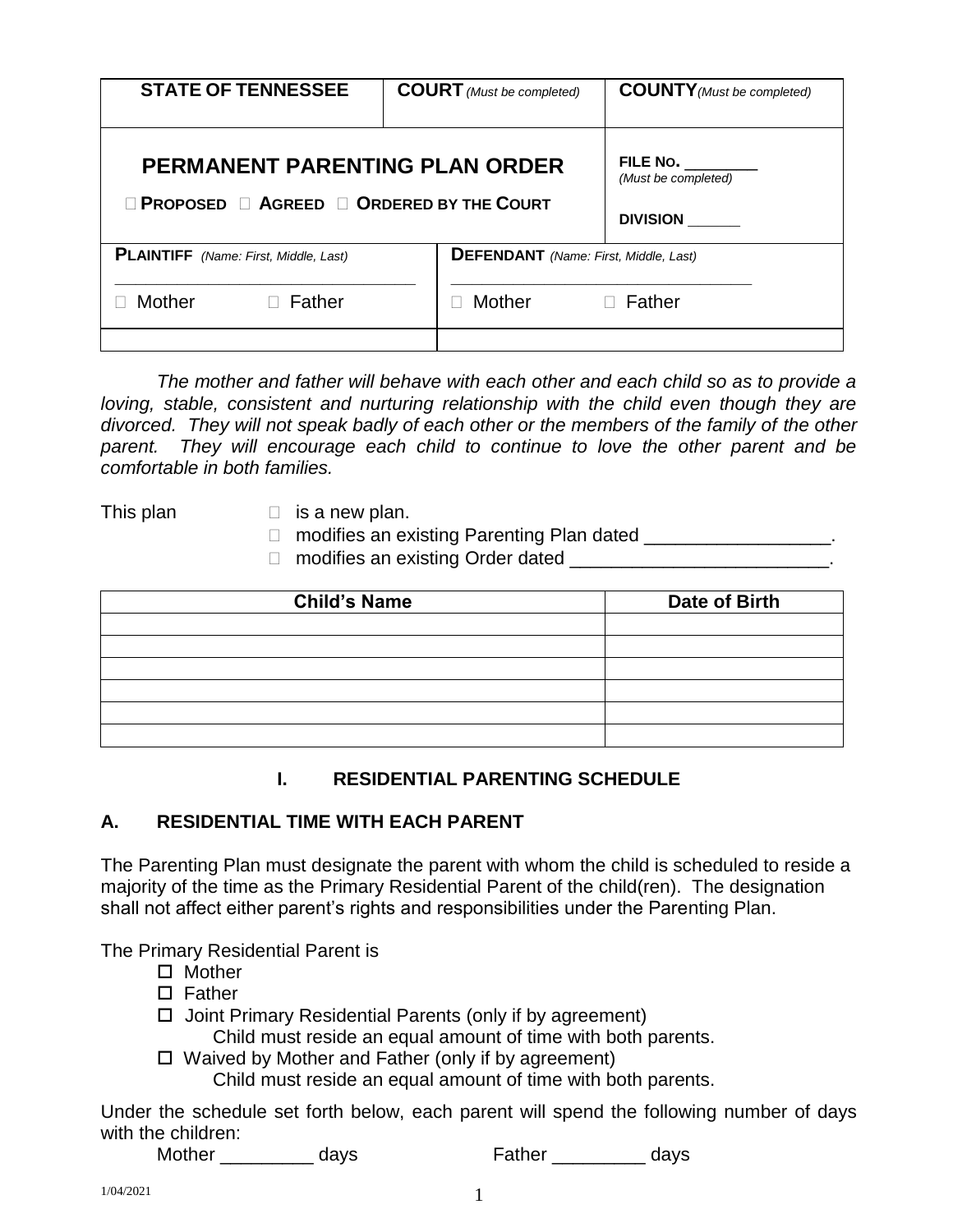| STATE OF TENNESSEE | COURT *(Must be completed)* | COUNTY *(Must be completed)* |
|---|---|---|
| **PERMANENT PARENTING PLAN ORDER**<br>☐ PROPOSED ☐ AGREED ☐ ORDERED BY THE COURT | | FILE NO. ________ *(Must be completed)*<br>DIVISION ______ |
| **PLAINTIFF** *(Name: First, Middle, Last)*<br>______________________________<br>☐ Mother ☐ Father | **DEFENDANT** *(Name: First, Middle, Last)*<br>______________________________<br>☐ Mother ☐ Father | |
| | | |

*The mother and father will behave with each other and each child so as to provide a loving, stable, consistent and nurturing relationship with the child even though they are divorced. They will not speak badly of each other or the members of the family of the other parent. They will encourage each child to continue to love the other parent and be comfortable in both families.*

This plan
- ☐ is a new plan.
- ☐ modifies an existing Parenting Plan dated __________________.
- ☐ modifies an existing Order dated _________________________.

| Child's Name | Date of Birth |
|---|---|
| | |
| | |
| | |
| | |
| | |
| | |

## I. RESIDENTIAL PARENTING SCHEDULE

### A. RESIDENTIAL TIME WITH EACH PARENT

The Parenting Plan must designate the parent with whom the child is scheduled to reside a majority of the time as the Primary Residential Parent of the child(ren). The designation shall not affect either parent's rights and responsibilities under the Parenting Plan.

The Primary Residential Parent is
- ☐ Mother
- ☐ Father
- ☐ Joint Primary Residential Parents (only if by agreement)
  Child must reside an equal amount of time with both parents.
- ☐ Waived by Mother and Father (only if by agreement)
  Child must reside an equal amount of time with both parents.

Under the schedule set forth below, each parent will spend the following number of days with the children:

Mother _________ days Father _________ days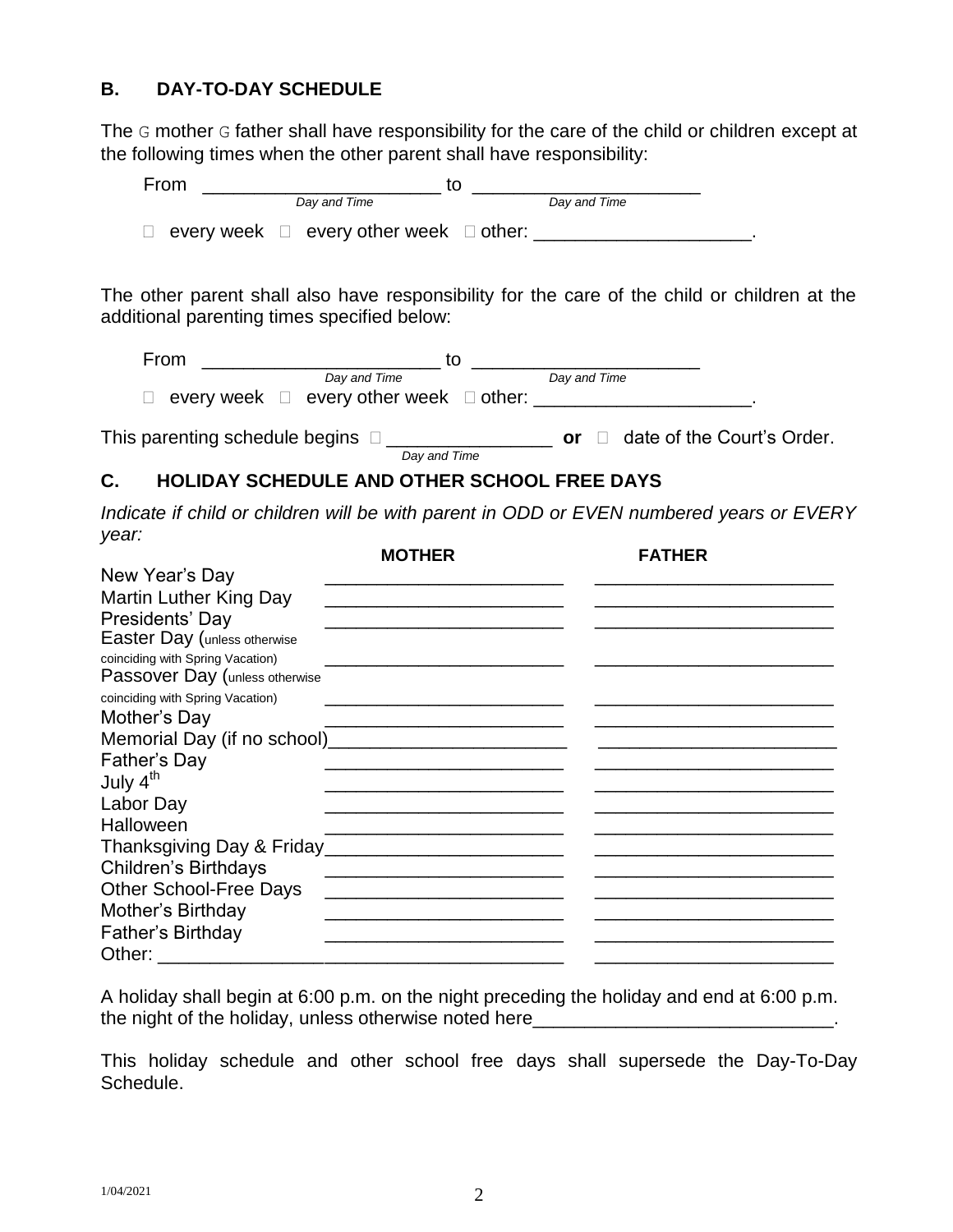## B. DAY-TO-DAY SCHEDULE

The G mother G father shall have responsibility for the care of the child or children except at the following times when the other parent shall have responsibility:

From ______________________ to _____________________
*Day and Time* *Day and Time*

□ every week □ every other week □ other: ____________________.

The other parent shall also have responsibility for the care of the child or children at the additional parenting times specified below:

From ______________________ to _____________________
*Day and Time* *Day and Time*

□ every week □ every other week □ other: ____________________.

This parenting schedule begins □ _______________ **or** □ date of the Court's Order.
*Day and Time*

## C. HOLIDAY SCHEDULE AND OTHER SCHOOL FREE DAYS

*Indicate if child or children will be with parent in ODD or EVEN numbered years or EVERY year:*

| | **MOTHER** | **FATHER** |
|---|---|---|
| New Year's Day | ______________________ | ______________________ |
| Martin Luther King Day | ______________________ | ______________________ |
| Presidents' Day | ______________________ | ______________________ |
| Easter Day (unless otherwise coinciding with Spring Vacation) | ______________________ | ______________________ |
| Passover Day (unless otherwise coinciding with Spring Vacation) | ______________________ | ______________________ |
| Mother's Day | ______________________ | ______________________ |
| Memorial Day (if no school) | ______________________ | ______________________ |
| Father's Day | ______________________ | ______________________ |
| July 4th | ______________________ | ______________________ |
| Labor Day | ______________________ | ______________________ |
| Halloween | ______________________ | ______________________ |
| Thanksgiving Day & Friday | ______________________ | ______________________ |
| Children's Birthdays | ______________________ | ______________________ |
| Other School-Free Days | ______________________ | ______________________ |
| Mother's Birthday | ______________________ | ______________________ |
| Father's Birthday | ______________________ | ______________________ |
| Other: ______________ | ______________________ | ______________________ |

A holiday shall begin at 6:00 p.m. on the night preceding the holiday and end at 6:00 p.m. the night of the holiday, unless otherwise noted here_____________________________.

This holiday schedule and other school free days shall supersede the Day-To-Day Schedule.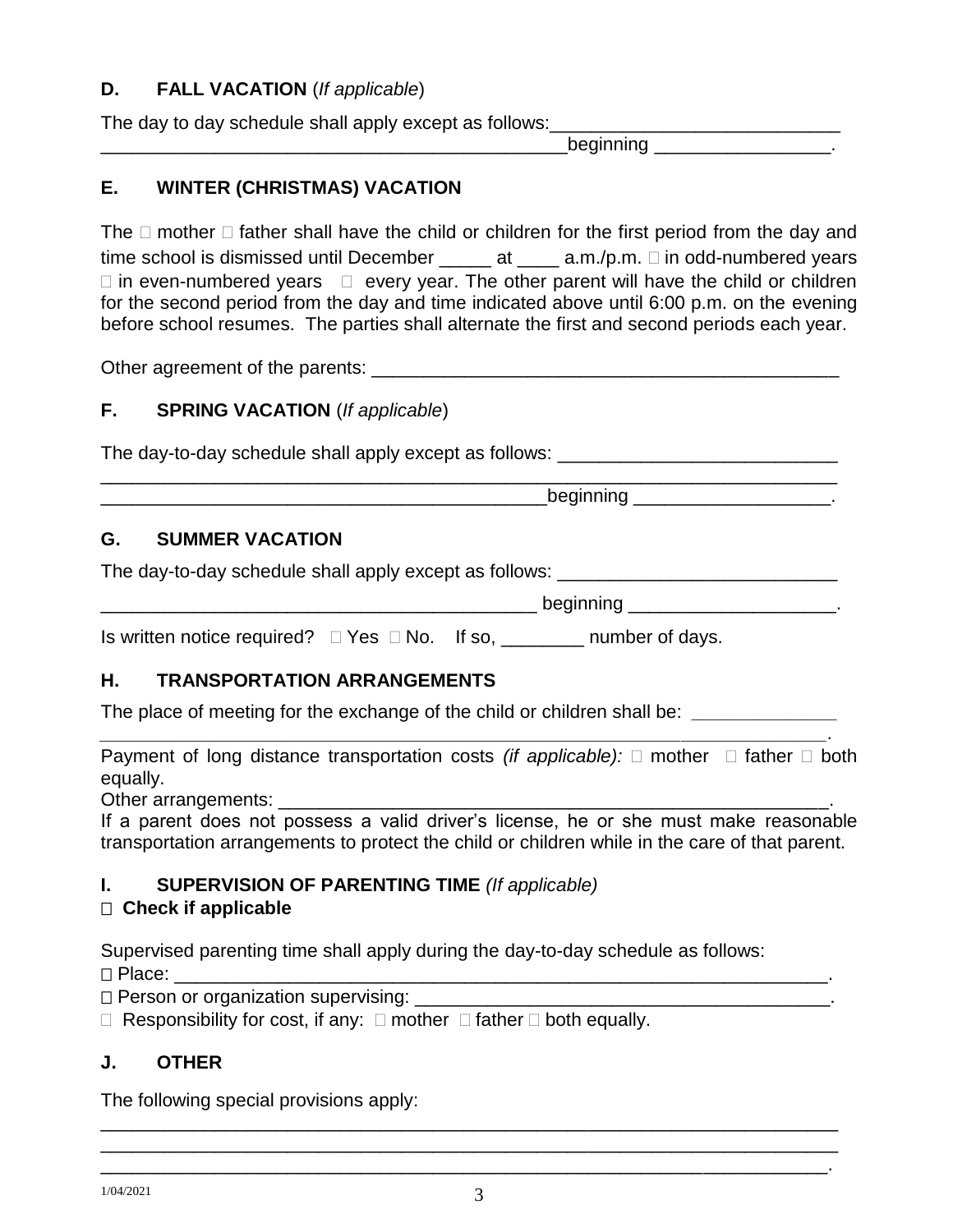**D. FALL VACATION** (*If applicable*)

The day to day schedule shall apply except as follows:_____________________________
______________________________________________beginning _________________.

**E. WINTER (CHRISTMAS) VACATION**

The ☐ mother ☐ father shall have the child or children for the first period from the day and time school is dismissed until December _____ at ____ a.m./p.m. ☐ in odd-numbered years ☐ in even-numbered years ☐ every year. The other parent will have the child or children for the second period from the day and time indicated above until 6:00 p.m. on the evening before school resumes. The parties shall alternate the first and second periods each year.

Other agreement of the parents: _______________________________________________

**F. SPRING VACATION** (*If applicable*)

The day-to-day schedule shall apply except as follows: ___________________________
______________________________________________________________________________
____________________________________________beginning ___________________.

**G. SUMMER VACATION**

The day-to-day schedule shall apply except as follows: ___________________________
___________________________________________ beginning ____________________.

Is written notice required? ☐ Yes ☐ No. If so, ________ number of days.

**H. TRANSPORTATION ARRANGEMENTS**

The place of meeting for the exchange of the child or children shall be: ______________
_____________________________________________________________________________.

Payment of long distance transportation costs *(if applicable):* ☐ mother ☐ father ☐ both equally.

Other arrangements: _________________________________________________________.

If a parent does not possess a valid driver's license, he or she must make reasonable transportation arrangements to protect the child or children while in the care of that parent.

**I. SUPERVISION OF PARENTING TIME** *(If applicable)*

☐ **Check if applicable**

Supervised parenting time shall apply during the day-to-day schedule as follows:

☐ Place: _____________________________________________________________________.

☐ Person or organization supervising: _________________________________________.

☐ Responsibility for cost, if any: ☐ mother ☐ father ☐ both equally.

**J. OTHER**

The following special provisions apply:

______________________________________________________________________________
______________________________________________________________________________
_____________________________________________________________________________.

1/04/2021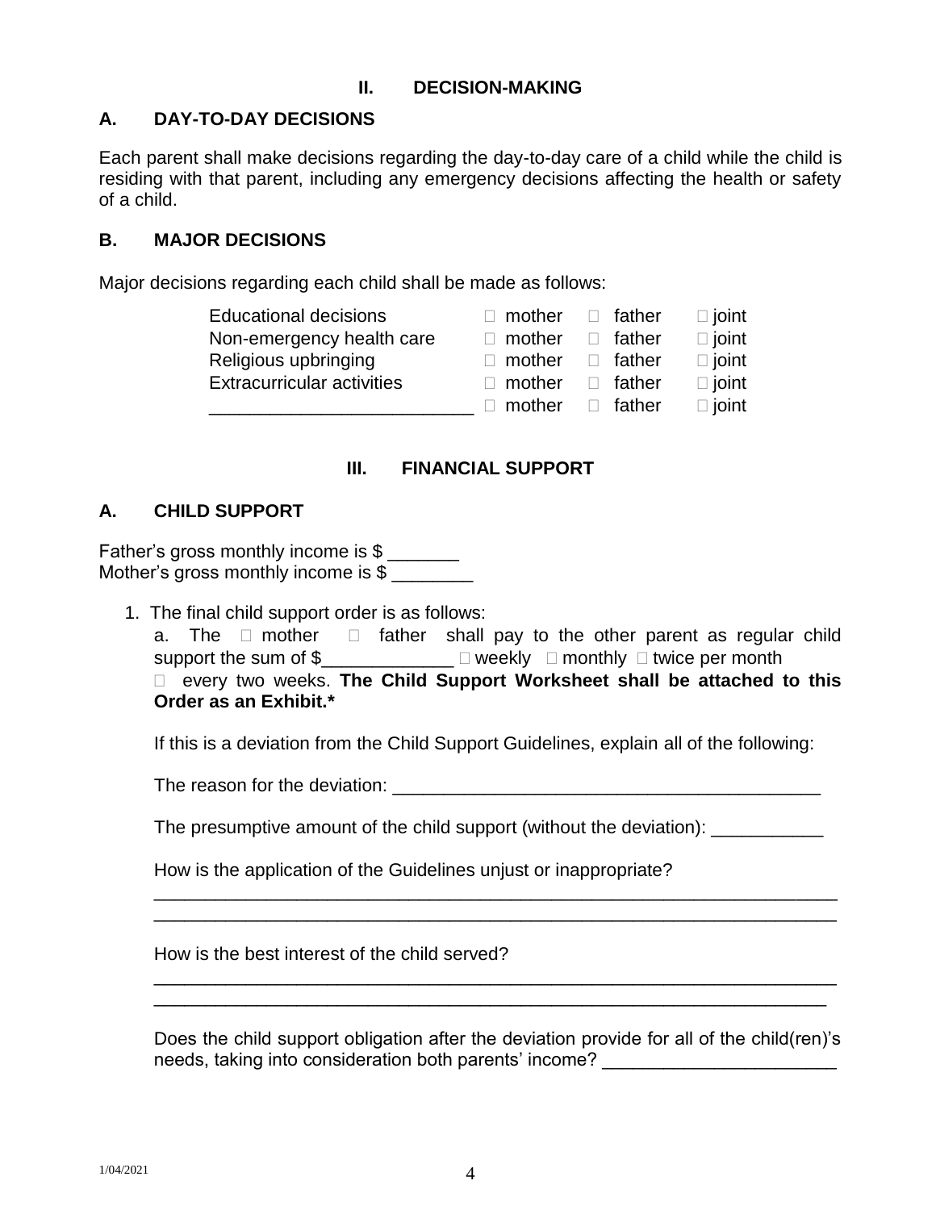## II. DECISION-MAKING

### A. DAY-TO-DAY DECISIONS

Each parent shall make decisions regarding the day-to-day care of a child while the child is residing with that parent, including any emergency decisions affecting the health or safety of a child.

### B. MAJOR DECISIONS

Major decisions regarding each child shall be made as follows:

| | | | |
|---|---|---|---|
| Educational decisions | ☐ mother | ☐ father | ☐ joint |
| Non-emergency health care | ☐ mother | ☐ father | ☐ joint |
| Religious upbringing | ☐ mother | ☐ father | ☐ joint |
| Extracurricular activities | ☐ mother | ☐ father | ☐ joint |
| __________________________ | ☐ mother | ☐ father | ☐ joint |

## III. FINANCIAL SUPPORT

### A. CHILD SUPPORT

Father's gross monthly income is $ _______
Mother's gross monthly income is $ ________

1. The final child support order is as follows:

   a. The ☐ mother ☐ father shall pay to the other parent as regular child support the sum of $_____________ ☐ weekly ☐ monthly ☐ twice per month ☐ every two weeks. **The Child Support Worksheet shall be attached to this Order as an Exhibit.***

   If this is a deviation from the Child Support Guidelines, explain all of the following:

   The reason for the deviation: ___________________________________________

   The presumptive amount of the child support (without the deviation): ___________

   How is the application of the Guidelines unjust or inappropriate?
   ______________________________________________________________________
   ______________________________________________________________________

   How is the best interest of the child served?
   ______________________________________________________________________
   ______________________________________________________________________

   Does the child support obligation after the deviation provide for all of the child(ren)'s needs, taking into consideration both parents' income? _______________________

1/04/2021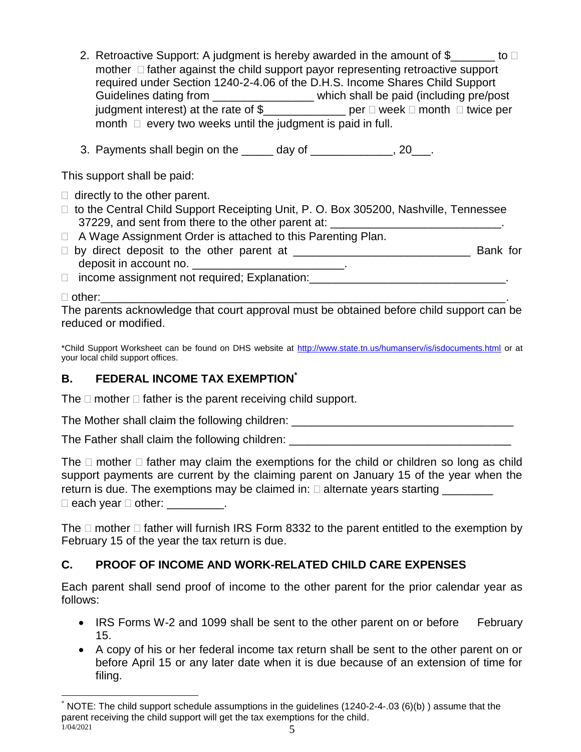2. Retroactive Support: A judgment is hereby awarded in the amount of $_______ to □ mother □ father against the child support payor representing retroactive support required under Section 1240-2-4.06 of the D.H.S. Income Shares Child Support Guidelines dating from ________________ which shall be paid (including pre/post judgment interest) at the rate of $_____________ per □ week □ month □ twice per month □ every two weeks until the judgment is paid in full.

3. Payments shall begin on the _____ day of _____________, 20___.

This support shall be paid:

□ directly to the other parent.

□ to the Central Child Support Receipting Unit, P. O. Box 305200, Nashville, Tennessee 37229, and sent from there to the other parent at: ____________________________.

□ A Wage Assignment Order is attached to this Parenting Plan.

□ by direct deposit to the other parent at _____________________________ Bank for deposit in account no. ________________________.

□ income assignment not required; Explanation:________________________________.

□ other:_________________________________________________________________.

The parents acknowledge that court approval must be obtained before child support can be reduced or modified.

*Child Support Worksheet can be found on DHS website at http://www.state.tn.us/humanserv/is/isdocuments.html or at your local child support offices.

## B. FEDERAL INCOME TAX EXEMPTION*

The □ mother □ father is the parent receiving child support.

The Mother shall claim the following children: ___________________________________

The Father shall claim the following children: ___________________________________

The □ mother □ father may claim the exemptions for the child or children so long as child support payments are current by the claiming parent on January 15 of the year when the return is due. The exemptions may be claimed in: □ alternate years starting ________ □ each year □ other: _________.

The □ mother □ father will furnish IRS Form 8332 to the parent entitled to the exemption by February 15 of the year the tax return is due.

## C. PROOF OF INCOME AND WORK-RELATED CHILD CARE EXPENSES

Each parent shall send proof of income to the other parent for the prior calendar year as follows:

- IRS Forms W-2 and 1099 shall be sent to the other parent on or before February 15.
- A copy of his or her federal income tax return shall be sent to the other parent on or before April 15 or any later date when it is due because of an extension of time for filing.

* NOTE: The child support schedule assumptions in the guidelines (1240-2-4-.03 (6)(b) ) assume that the parent receiving the child support will get the tax exemptions for the child.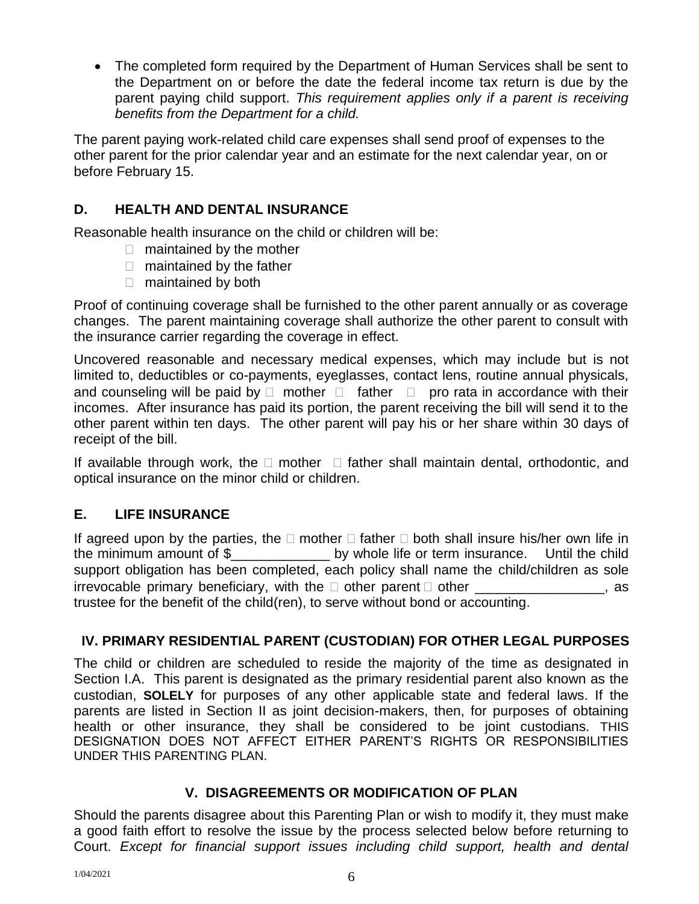- The completed form required by the Department of Human Services shall be sent to the Department on or before the date the federal income tax return is due by the parent paying child support. *This requirement applies only if a parent is receiving benefits from the Department for a child.*

The parent paying work-related child care expenses shall send proof of expenses to the other parent for the prior calendar year and an estimate for the next calendar year, on or before February 15.

## D. HEALTH AND DENTAL INSURANCE

Reasonable health insurance on the child or children will be:

☐ maintained by the mother
☐ maintained by the father
☐ maintained by both

Proof of continuing coverage shall be furnished to the other parent annually or as coverage changes. The parent maintaining coverage shall authorize the other parent to consult with the insurance carrier regarding the coverage in effect.

Uncovered reasonable and necessary medical expenses, which may include but is not limited to, deductibles or co-payments, eyeglasses, contact lens, routine annual physicals, and counseling will be paid by ☐ mother ☐ father ☐ pro rata in accordance with their incomes. After insurance has paid its portion, the parent receiving the bill will send it to the other parent within ten days. The other parent will pay his or her share within 30 days of receipt of the bill.

If available through work, the ☐ mother ☐ father shall maintain dental, orthodontic, and optical insurance on the minor child or children.

## E. LIFE INSURANCE

If agreed upon by the parties, the ☐ mother ☐ father ☐ both shall insure his/her own life in the minimum amount of $_____________ by whole life or term insurance. Until the child support obligation has been completed, each policy shall name the child/children as sole irrevocable primary beneficiary, with the ☐ other parent ☐ other _________________, as trustee for the benefit of the child(ren), to serve without bond or accounting.

## IV. PRIMARY RESIDENTIAL PARENT (CUSTODIAN) FOR OTHER LEGAL PURPOSES

The child or children are scheduled to reside the majority of the time as designated in Section I.A. This parent is designated as the primary residential parent also known as the custodian, **SOLELY** for purposes of any other applicable state and federal laws. If the parents are listed in Section II as joint decision-makers, then, for purposes of obtaining health or other insurance, they shall be considered to be joint custodians. THIS DESIGNATION DOES NOT AFFECT EITHER PARENT'S RIGHTS OR RESPONSIBILITIES UNDER THIS PARENTING PLAN.

## V. DISAGREEMENTS OR MODIFICATION OF PLAN

Should the parents disagree about this Parenting Plan or wish to modify it, they must make a good faith effort to resolve the issue by the process selected below before returning to Court. *Except for financial support issues including child support, health and dental*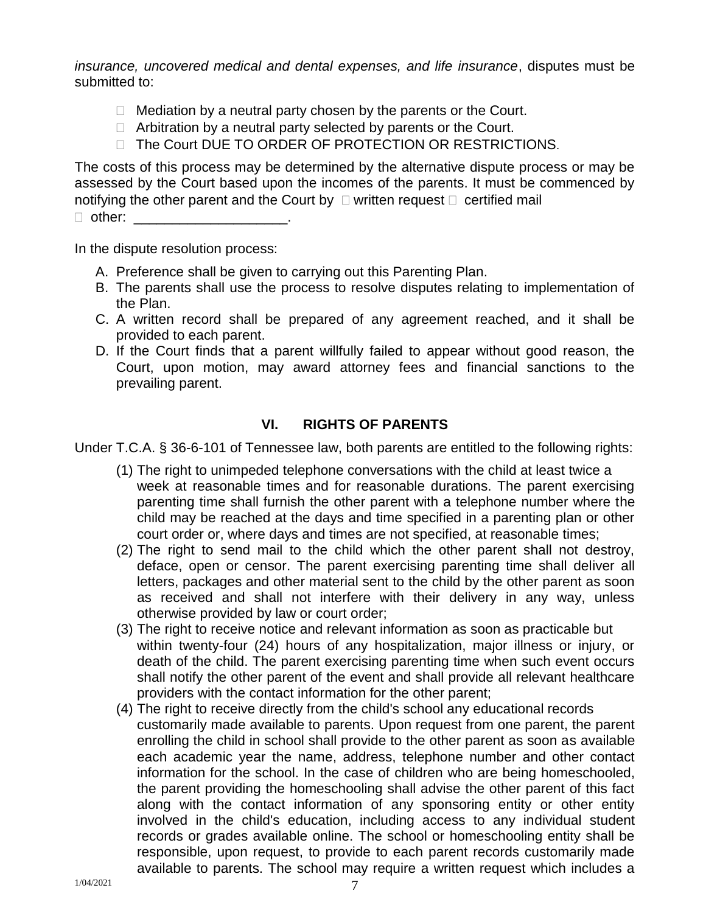*insurance, uncovered medical and dental expenses, and life insurance*, disputes must be submitted to:

- ☐ Mediation by a neutral party chosen by the parents or the Court.
- ☐ Arbitration by a neutral party selected by parents or the Court.
- ☐ The Court DUE TO ORDER OF PROTECTION OR RESTRICTIONS.

The costs of this process may be determined by the alternative dispute process or may be assessed by the Court based upon the incomes of the parents. It must be commenced by notifying the other parent and the Court by ☐ written request ☐ certified mail ☐ other: ____________________.

In the dispute resolution process:

A. Preference shall be given to carrying out this Parenting Plan.
B. The parents shall use the process to resolve disputes relating to implementation of the Plan.
C. A written record shall be prepared of any agreement reached, and it shall be provided to each parent.
D. If the Court finds that a parent willfully failed to appear without good reason, the Court, upon motion, may award attorney fees and financial sanctions to the prevailing parent.

## VI. RIGHTS OF PARENTS

Under T.C.A. § 36-6-101 of Tennessee law, both parents are entitled to the following rights:

(1) The right to unimpeded telephone conversations with the child at least twice a week at reasonable times and for reasonable durations. The parent exercising parenting time shall furnish the other parent with a telephone number where the child may be reached at the days and time specified in a parenting plan or other court order or, where days and times are not specified, at reasonable times;

(2) The right to send mail to the child which the other parent shall not destroy, deface, open or censor. The parent exercising parenting time shall deliver all letters, packages and other material sent to the child by the other parent as soon as received and shall not interfere with their delivery in any way, unless otherwise provided by law or court order;

(3) The right to receive notice and relevant information as soon as practicable but within twenty-four (24) hours of any hospitalization, major illness or injury, or death of the child. The parent exercising parenting time when such event occurs shall notify the other parent of the event and shall provide all relevant healthcare providers with the contact information for the other parent;

(4) The right to receive directly from the child's school any educational records customarily made available to parents. Upon request from one parent, the parent enrolling the child in school shall provide to the other parent as soon as available each academic year the name, address, telephone number and other contact information for the school. In the case of children who are being homeschooled, the parent providing the homeschooling shall advise the other parent of this fact along with the contact information of any sponsoring entity or other entity involved in the child's education, including access to any individual student records or grades available online. The school or homeschooling entity shall be responsible, upon request, to provide to each parent records customarily made available to parents. The school may require a written request which includes a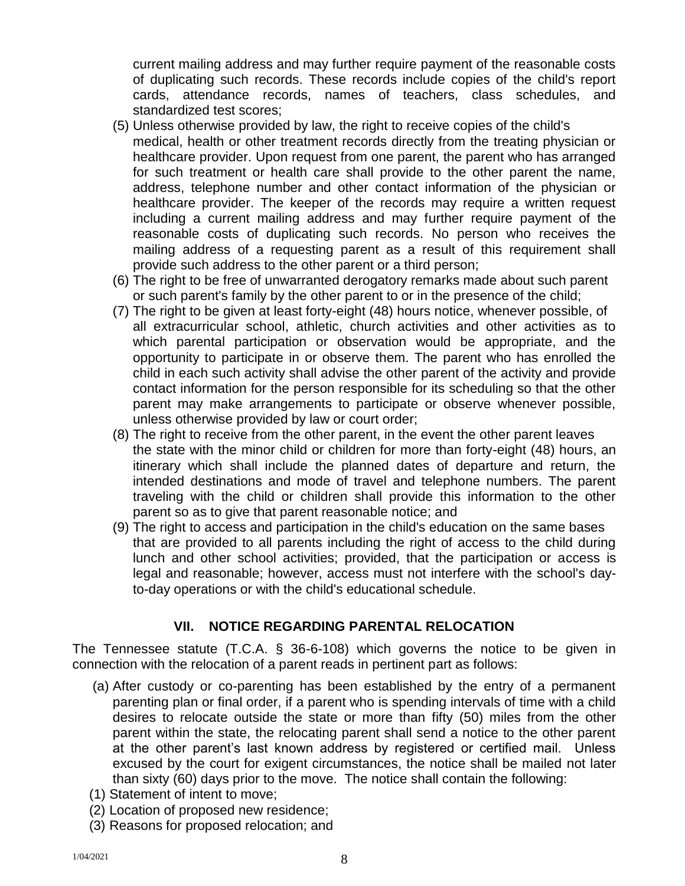current mailing address and may further require payment of the reasonable costs of duplicating such records. These records include copies of the child's report cards, attendance records, names of teachers, class schedules, and standardized test scores;

(5) Unless otherwise provided by law, the right to receive copies of the child's medical, health or other treatment records directly from the treating physician or healthcare provider. Upon request from one parent, the parent who has arranged for such treatment or health care shall provide to the other parent the name, address, telephone number and other contact information of the physician or healthcare provider. The keeper of the records may require a written request including a current mailing address and may further require payment of the reasonable costs of duplicating such records. No person who receives the mailing address of a requesting parent as a result of this requirement shall provide such address to the other parent or a third person;

(6) The right to be free of unwarranted derogatory remarks made about such parent or such parent's family by the other parent to or in the presence of the child;

(7) The right to be given at least forty-eight (48) hours notice, whenever possible, of all extracurricular school, athletic, church activities and other activities as to which parental participation or observation would be appropriate, and the opportunity to participate in or observe them. The parent who has enrolled the child in each such activity shall advise the other parent of the activity and provide contact information for the person responsible for its scheduling so that the other parent may make arrangements to participate or observe whenever possible, unless otherwise provided by law or court order;

(8) The right to receive from the other parent, in the event the other parent leaves the state with the minor child or children for more than forty-eight (48) hours, an itinerary which shall include the planned dates of departure and return, the intended destinations and mode of travel and telephone numbers. The parent traveling with the child or children shall provide this information to the other parent so as to give that parent reasonable notice; and

(9) The right to access and participation in the child's education on the same bases that are provided to all parents including the right of access to the child during lunch and other school activities; provided, that the participation or access is legal and reasonable; however, access must not interfere with the school's day-to-day operations or with the child's educational schedule.

## VII. NOTICE REGARDING PARENTAL RELOCATION

The Tennessee statute (T.C.A. § 36-6-108) which governs the notice to be given in connection with the relocation of a parent reads in pertinent part as follows:

(a) After custody or co-parenting has been established by the entry of a permanent parenting plan or final order, if a parent who is spending intervals of time with a child desires to relocate outside the state or more than fifty (50) miles from the other parent within the state, the relocating parent shall send a notice to the other parent at the other parent's last known address by registered or certified mail. Unless excused by the court for exigent circumstances, the notice shall be mailed not later than sixty (60) days prior to the move. The notice shall contain the following:

(1) Statement of intent to move;

(2) Location of proposed new residence;

(3) Reasons for proposed relocation; and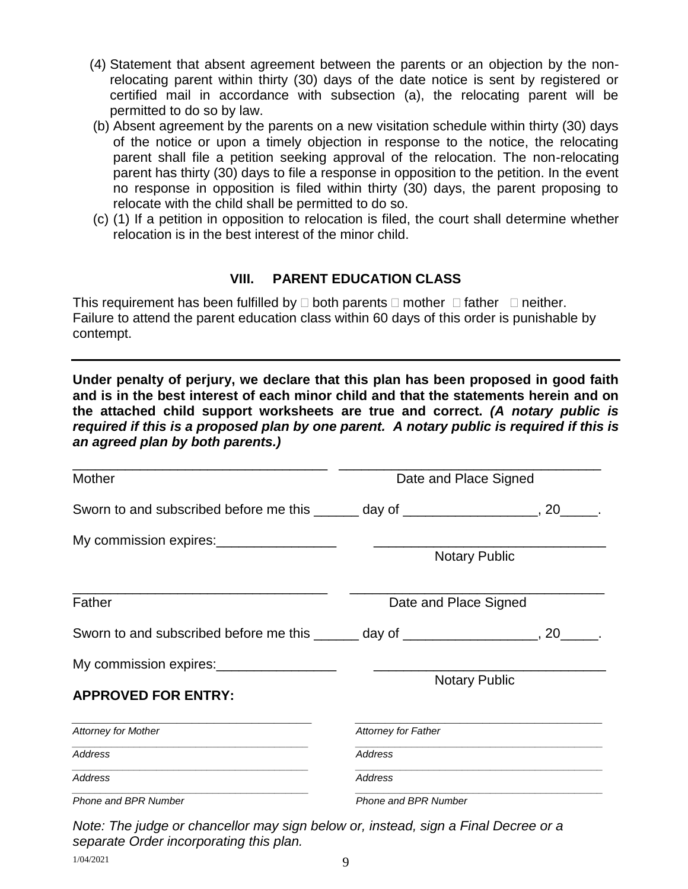(4) Statement that absent agreement between the parents or an objection by the non-relocating parent within thirty (30) days of the date notice is sent by registered or certified mail in accordance with subsection (a), the relocating parent will be permitted to do so by law.

(b) Absent agreement by the parents on a new visitation schedule within thirty (30) days of the notice or upon a timely objection in response to the notice, the relocating parent shall file a petition seeking approval of the relocation. The non-relocating parent has thirty (30) days to file a response in opposition to the petition. In the event no response in opposition is filed within thirty (30) days, the parent proposing to relocate with the child shall be permitted to do so.

(c) (1) If a petition in opposition to relocation is filed, the court shall determine whether relocation is in the best interest of the minor child.

## VIII. PARENT EDUCATION CLASS

This requirement has been fulfilled by ☐ both parents ☐ mother ☐ father ☐ neither.
Failure to attend the parent education class within 60 days of this order is punishable by contempt.

---

**Under penalty of perjury, we declare that this plan has been proposed in good faith and is in the best interest of each minor child and that the statements herein and on the attached child support worksheets are true and correct. *(A notary public is required if this is a proposed plan by one parent. A notary public is required if this is an agreed plan by both parents.)***

_________________________________ _________________________________
Mother                                                    Date and Place Signed

Sworn to and subscribed before me this ______ day of __________________, 20_____.

My commission expires:________________ _______________________________
                                                                        Notary Public

_________________________________ _________________________________
Father                                                     Date and Place Signed

Sworn to and subscribed before me this ______ day of __________________, 20_____.

My commission expires:________________ _______________________________
                                                                        Notary Public

**APPROVED FOR ENTRY:**

| | |
|---|---|
| *Attorney for Mother* | *Attorney for Father* |
| *Address* | *Address* |
| *Address* | *Address* |
| *Phone and BPR Number* | *Phone and BPR Number* |

*Note: The judge or chancellor may sign below or, instead, sign a Final Decree or a separate Order incorporating this plan.*

1/04/2021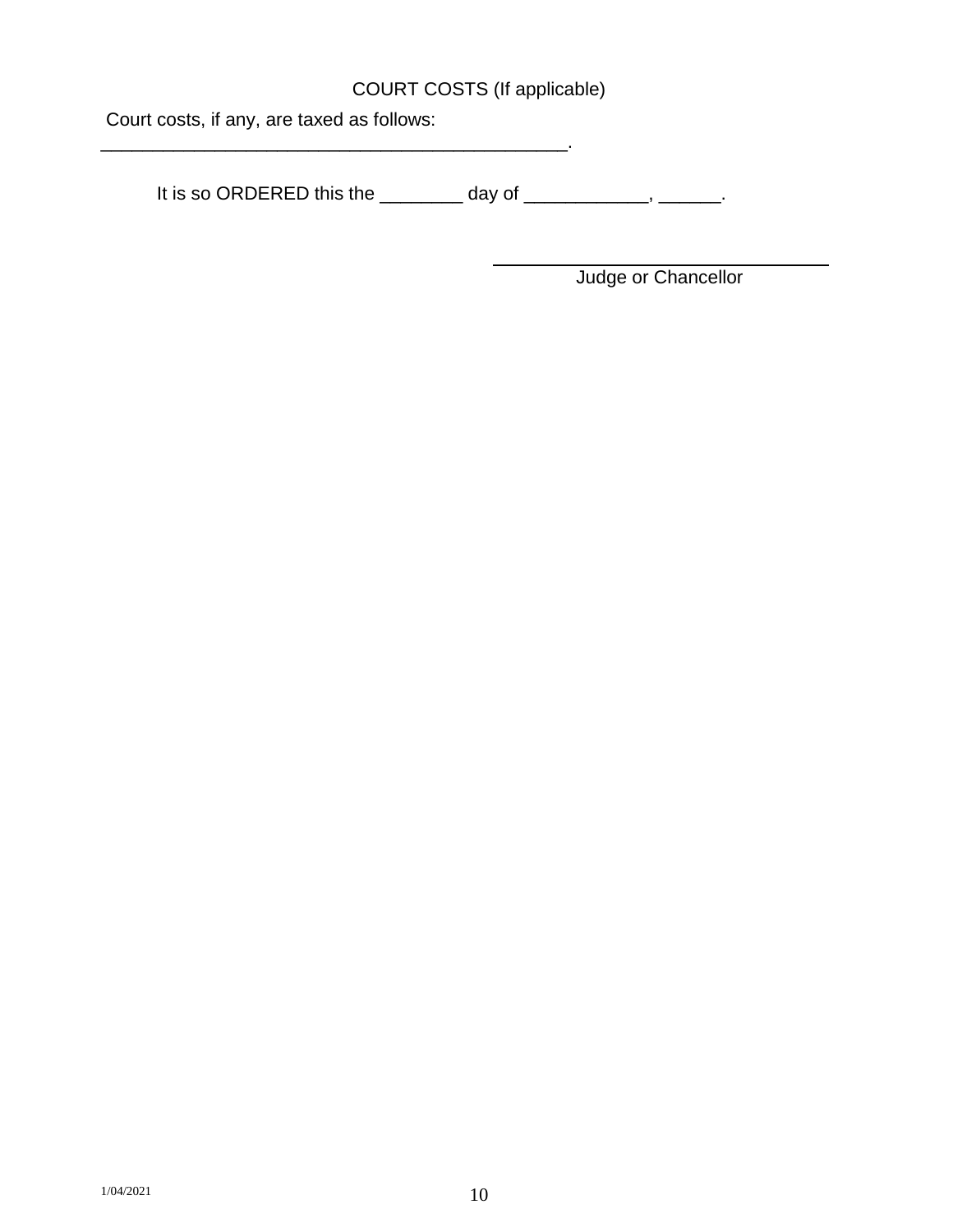COURT COSTS (If applicable)

Court costs, if any, are taxed as follows:

_______________________________________________.

It is so ORDERED this the ________ day of ____________, ______.

______________________________
Judge or Chancellor

1/04/2021